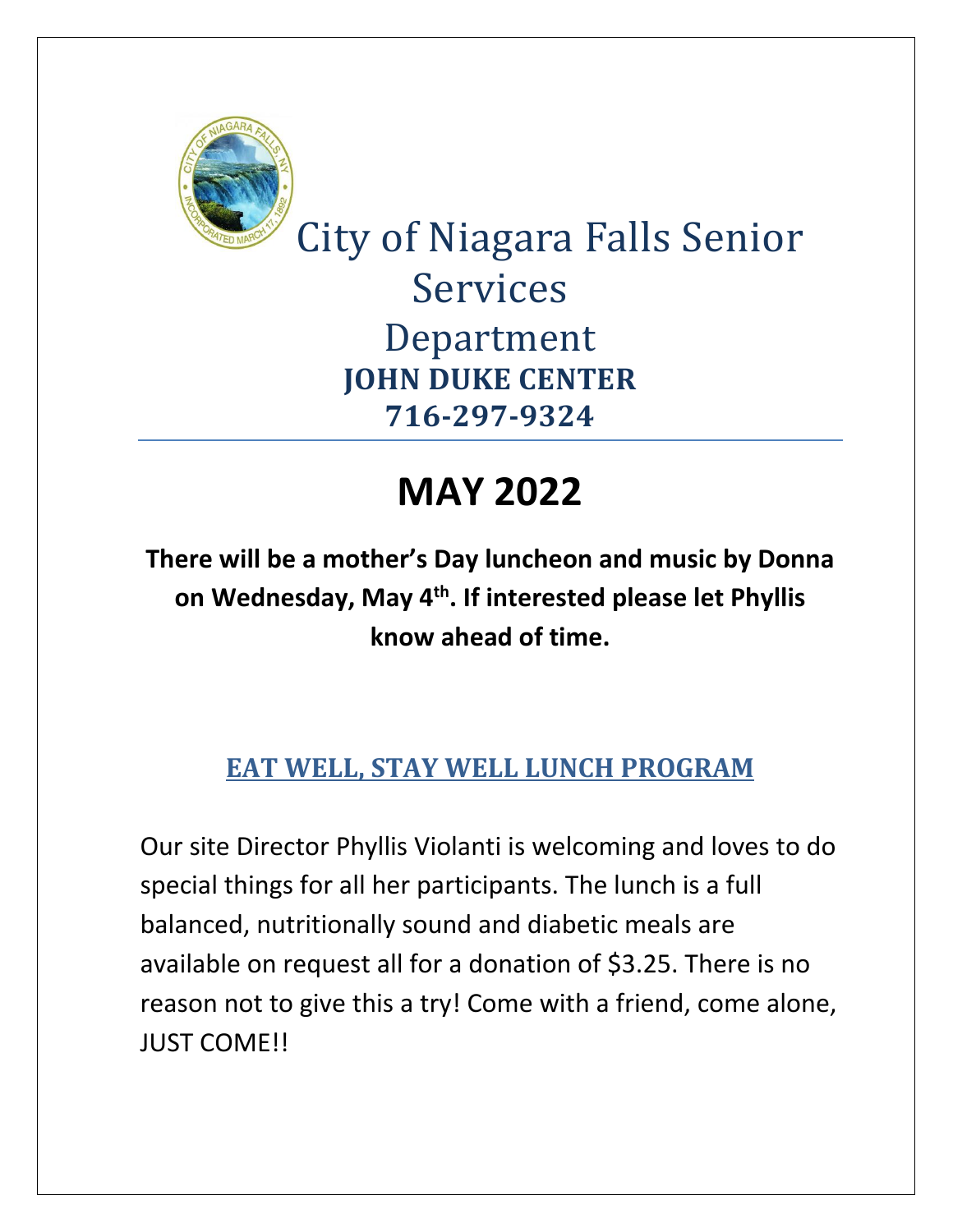# City of Niagara Falls Senior Services Department

**JOHN DUKE CENTER**
**716-297-9324**

---

# MAY 2022

**There will be a mother's Day luncheon and music by Donna on Wednesday, May 4th. If interested please let Phyllis know ahead of time.**

## EAT WELL, STAY WELL LUNCH PROGRAM

Our site Director Phyllis Violanti is welcoming and loves to do special things for all her participants. The lunch is a full balanced, nutritionally sound and diabetic meals are available on request all for a donation of $3.25. There is no reason not to give this a try! Come with a friend, come alone, JUST COME!!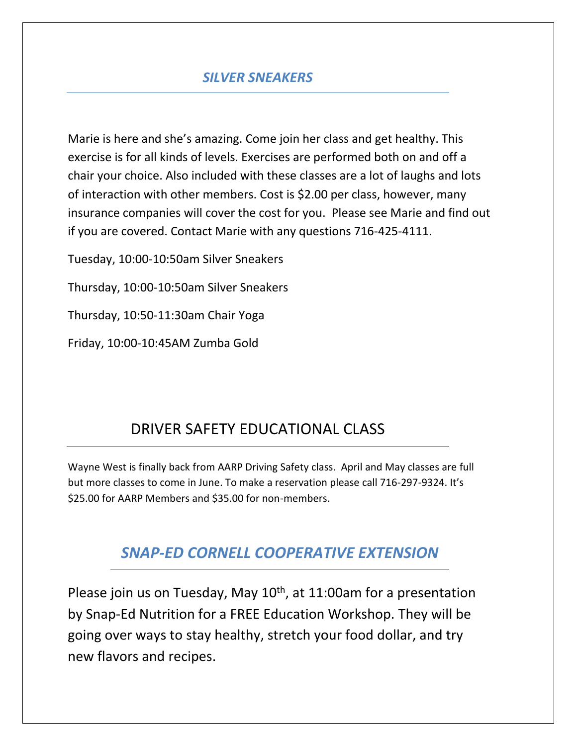## *SILVER SNEAKERS*

Marie is here and she's amazing. Come join her class and get healthy. This exercise is for all kinds of levels. Exercises are performed both on and off a chair your choice. Also included with these classes are a lot of laughs and lots of interaction with other members. Cost is $2.00 per class, however, many insurance companies will cover the cost for you. Please see Marie and find out if you are covered. Contact Marie with any questions 716-425-4111.

Tuesday, 10:00-10:50am Silver Sneakers

Thursday, 10:00-10:50am Silver Sneakers

Thursday, 10:50-11:30am Chair Yoga

Friday, 10:00-10:45AM Zumba Gold

## DRIVER SAFETY EDUCATIONAL CLASS

Wayne West is finally back from AARP Driving Safety class. April and May classes are full but more classes to come in June. To make a reservation please call 716-297-9324. It's $25.00 for AARP Members and $35.00 for non-members.

## *SNAP-ED CORNELL COOPERATIVE EXTENSION*

Please join us on Tuesday, May 10th, at 11:00am for a presentation by Snap-Ed Nutrition for a FREE Education Workshop. They will be going over ways to stay healthy, stretch your food dollar, and try new flavors and recipes.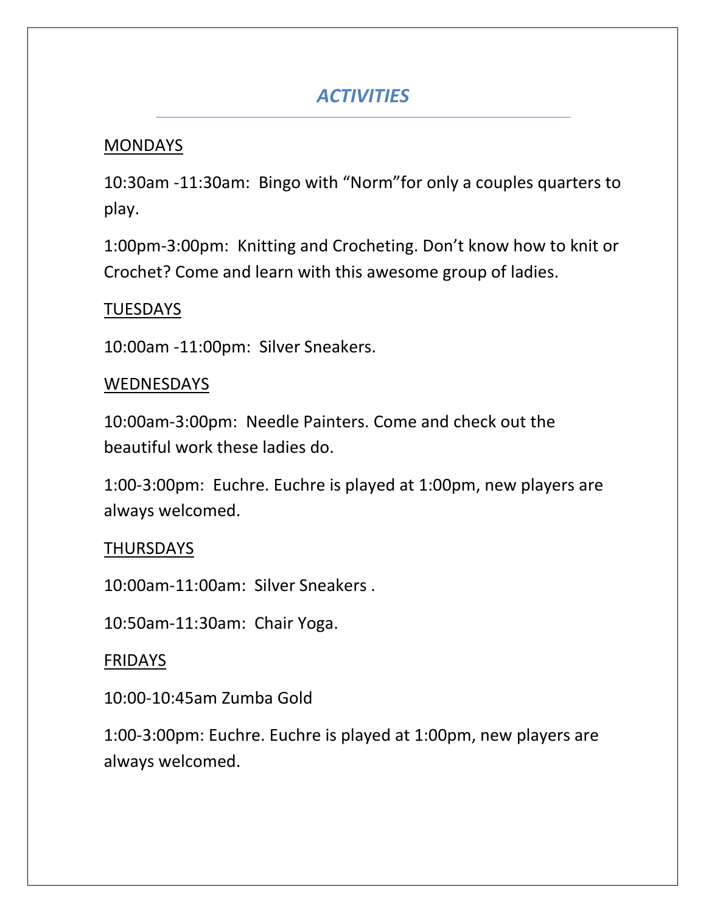# *ACTIVITIES*

<u>MONDAYS</u>

10:30am -11:30am:  Bingo with "Norm"for only a couples quarters to play.

1:00pm-3:00pm:  Knitting and Crocheting. Don't know how to knit or Crochet? Come and learn with this awesome group of ladies.

<u>TUESDAYS</u>

10:00am -11:00pm:  Silver Sneakers.

<u>WEDNESDAYS</u>

10:00am-3:00pm:  Needle Painters. Come and check out the beautiful work these ladies do.

1:00-3:00pm:  Euchre. Euchre is played at 1:00pm, new players are always welcomed.

<u>THURSDAYS</u>

10:00am-11:00am:  Silver Sneakers .

10:50am-11:30am:  Chair Yoga.

<u>FRIDAYS</u>

10:00-10:45am Zumba Gold

1:00-3:00pm: Euchre. Euchre is played at 1:00pm, new players are always welcomed.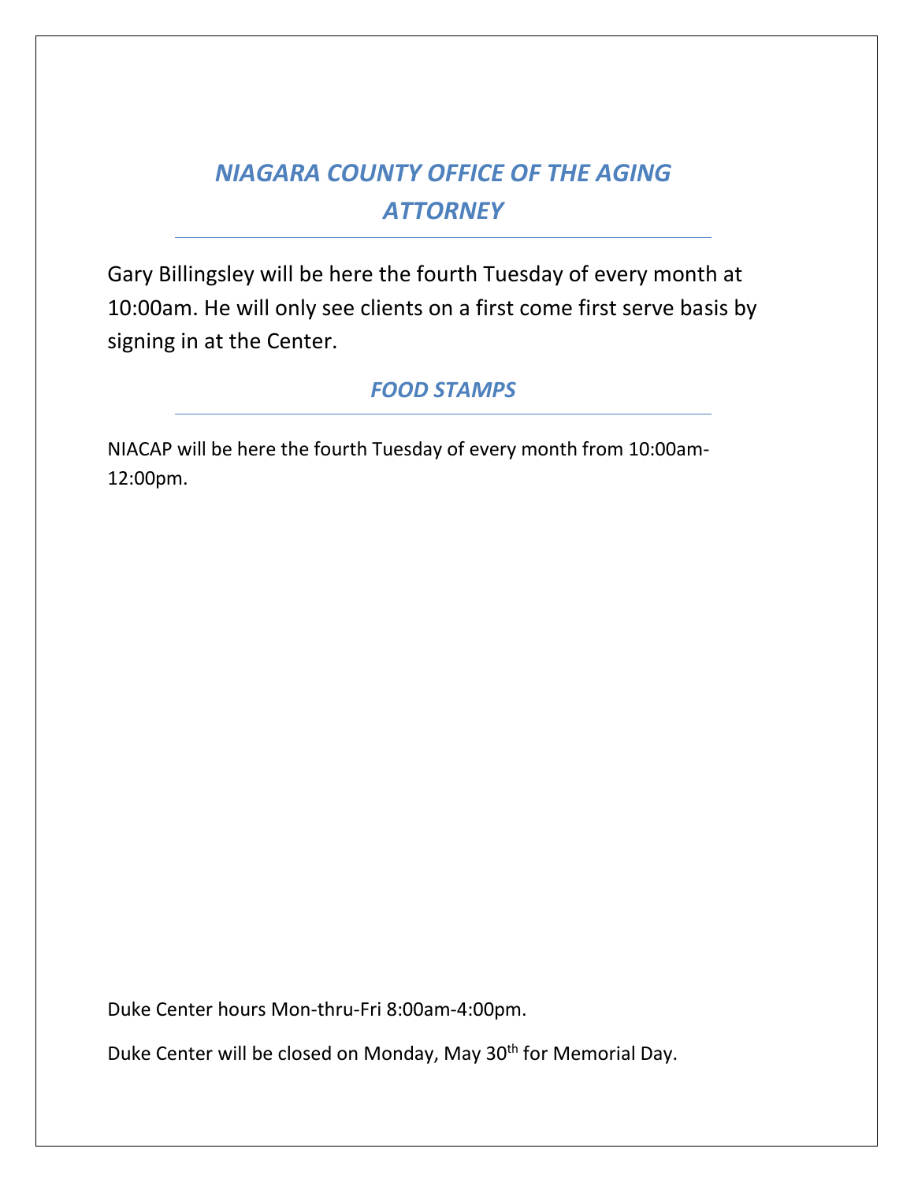## *NIAGARA COUNTY OFFICE OF THE AGING ATTORNEY*

Gary Billingsley will be here the fourth Tuesday of every month at 10:00am. He will only see clients on a first come first serve basis by signing in at the Center.

## *FOOD STAMPS*

NIACAP will be here the fourth Tuesday of every month from 10:00am-12:00pm.

Duke Center hours Mon-thru-Fri 8:00am-4:00pm.

Duke Center will be closed on Monday, May 30th for Memorial Day.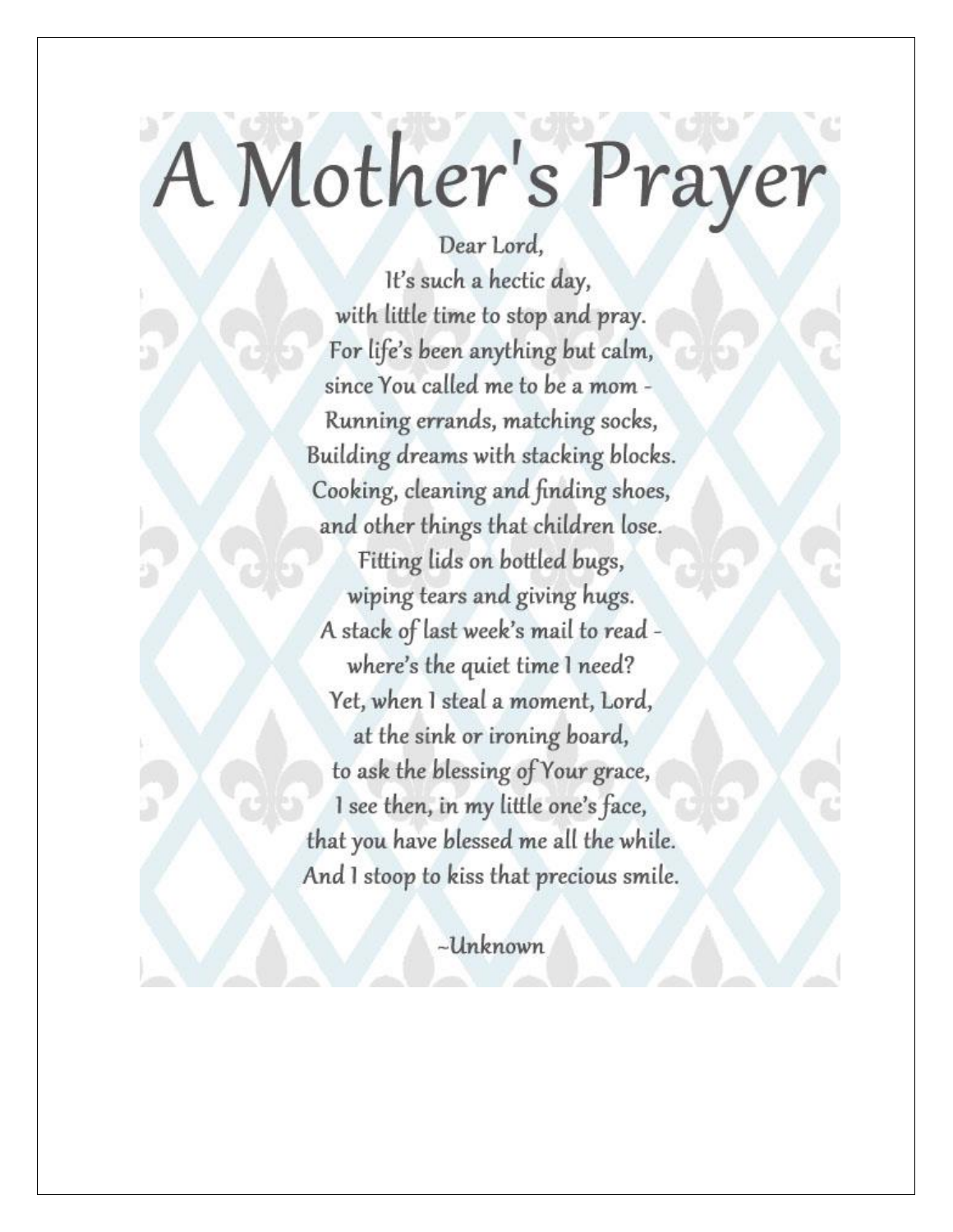# A Mother's Prayer

Dear Lord,
It's such a hectic day,
with little time to stop and pray.
For life's been anything but calm,
since You called me to be a mom -
Running errands, matching socks,
Building dreams with stacking blocks.
Cooking, cleaning and finding shoes,
and other things that children lose.
Fitting lids on bottled bugs,
wiping tears and giving hugs.
A stack of last week's mail to read -
where's the quiet time I need?
Yet, when I steal a moment, Lord,
at the sink or ironing board,
to ask the blessing of Your grace,
I see then, in my little one's face,
that you have blessed me all the while.
And I stoop to kiss that precious smile.

~Unknown